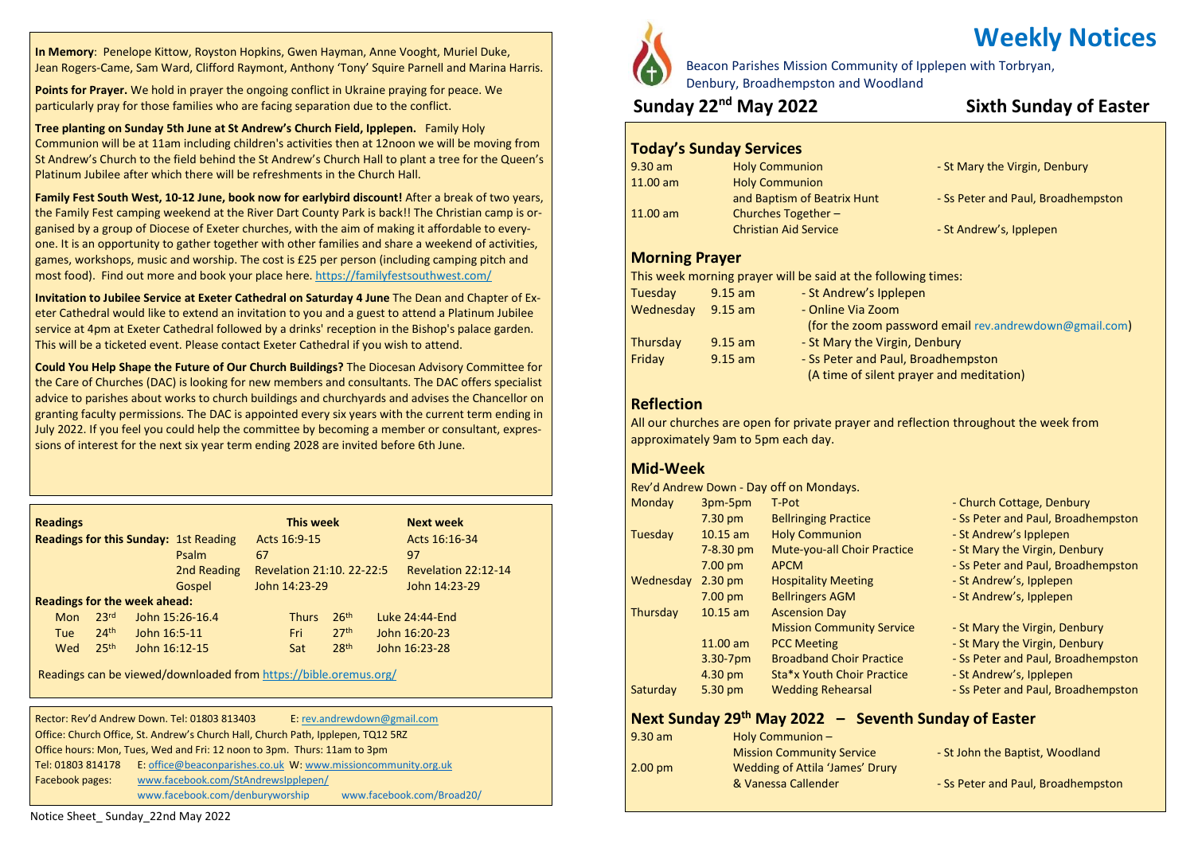# Weekly Notices

Beacon Parishes Mission Community of Ipplepen with Torbryan, Denbury, Broadhempston and Woodland

## Sunday 22nd May 2022 — Sixth Sunday of Easter

### Today's Sunday Services

| Time | Service | Location |
|---|---|---|
| 9.30 am | Holy Communion | - St Mary the Virgin, Denbury |
| 11.00 am | Holy Communion and Baptism of Beatrix Hunt | - Ss Peter and Paul, Broadhempston |
| 11.00 am | Churches Together – Christian Aid Service | - St Andrew's, Ipplepen |

### Morning Prayer

This week morning prayer will be said at the following times:

| Day | Time | Location |
|---|---|---|
| Tuesday | 9.15 am | - St Andrew's Ipplepen |
| Wednesday | 9.15 am | - Online Via Zoom (for the zoom password email rev.andrewdown@gmail.com) |
| Thursday | 9.15 am | - St Mary the Virgin, Denbury |
| Friday | 9.15 am | - Ss Peter and Paul, Broadhempston (A time of silent prayer and meditation) |

### Reflection

All our churches are open for private prayer and reflection throughout the week from approximately 9am to 5pm each day.

### Mid-Week

Rev'd Andrew Down - Day off on Mondays.

| Day | Time | Event | Location |
|---|---|---|---|
| Monday | 3pm-5pm | T-Pot | - Church Cottage, Denbury |
| | 7.30 pm | Bellringing Practice | - Ss Peter and Paul, Broadhempston |
| Tuesday | 10.15 am | Holy Communion | - St Andrew's Ipplepen |
| | 7-8.30 pm | Mute-you-all Choir Practice | - St Mary the Virgin, Denbury |
| | 7.00 pm | APCM | - Ss Peter and Paul, Broadhempston |
| Wednesday | 2.30 pm | Hospitality Meeting | - St Andrew's, Ipplepen |
| | 7.00 pm | Bellringers AGM | - St Andrew's, Ipplepen |
| Thursday | 10.15 am | Ascension Day Mission Community Service | - St Mary the Virgin, Denbury |
| | 11.00 am | PCC Meeting | - St Mary the Virgin, Denbury |
| | 3.30-7pm | Broadband Choir Practice | - Ss Peter and Paul, Broadhempston |
| | 4.30 pm | Sta*x Youth Choir Practice | - St Andrew's, Ipplepen |
| Saturday | 5.30 pm | Wedding Rehearsal | - Ss Peter and Paul, Broadhempston |

### Next Sunday 29th May 2022 – Seventh Sunday of Easter

| Time | Service | Location |
|---|---|---|
| 9.30 am | Holy Communion – Mission Community Service | - St John the Baptist, Woodland |
| 2.00 pm | Wedding of Attila 'James' Drury & Vanessa Callender | - Ss Peter and Paul, Broadhempston |

---

**In Memory**: Penelope Kittow, Royston Hopkins, Gwen Hayman, Anne Vooght, Muriel Duke, Jean Rogers-Came, Sam Ward, Clifford Raymont, Anthony 'Tony' Squire Parnell and Marina Harris.

**Points for Prayer.** We hold in prayer the ongoing conflict in Ukraine praying for peace. We particularly pray for those families who are facing separation due to the conflict.

**Tree planting on Sunday 5th June at St Andrew's Church Field, Ipplepen.** Family Holy Communion will be at 11am including children's activities then at 12noon we will be moving from St Andrew's Church to the field behind the St Andrew's Church Hall to plant a tree for the Queen's Platinum Jubilee after which there will be refreshments in the Church Hall.

**Family Fest South West, 10-12 June, book now for earlybird discount!** After a break of two years, the Family Fest camping weekend at the River Dart County Park is back!! The Christian camp is organised by a group of Diocese of Exeter churches, with the aim of making it affordable to everyone. It is an opportunity to gather together with other families and share a weekend of activities, games, workshops, music and worship. The cost is £25 per person (including camping pitch and most food). Find out more and book your place here. https://familyfestsouthwest.com/

**Invitation to Jubilee Service at Exeter Cathedral on Saturday 4 June** The Dean and Chapter of Exeter Cathedral would like to extend an invitation to you and a guest to attend a Platinum Jubilee service at 4pm at Exeter Cathedral followed by a drinks' reception in the Bishop's palace garden. This will be a ticketed event. Please contact Exeter Cathedral if you wish to attend.

**Could You Help Shape the Future of Our Church Buildings?** The Diocesan Advisory Committee for the Care of Churches (DAC) is looking for new members and consultants. The DAC offers specialist advice to parishes about works to church buildings and churchyards and advises the Chancellor on granting faculty permissions. The DAC is appointed every six years with the current term ending in July 2022. If you feel you could help the committee by becoming a member or consultant, expressions of interest for the next six year term ending 2028 are invited before 6th June.

### Readings

| Readings for this Sunday: | | This week | Next week |
|---|---|---|---|
| | 1st Reading | Acts 16:9-15 | Acts 16:16-34 |
| | Psalm | 67 | 97 |
| | 2nd Reading | Revelation 21:10. 22-22:5 | Revelation 22:12-14 |
| | Gospel | John 14:23-29 | John 14:23-29 |

**Readings for the week ahead:**

| Day | Date | Reading | Day | Date | Reading |
|---|---|---|---|---|---|
| Mon | 23rd | John 15:26-16.4 | Thurs | 26th | Luke 24:44-End |
| Tue | 24th | John 16:5-11 | Fri | 27th | John 16:20-23 |
| Wed | 25th | John 16:12-15 | Sat | 28th | John 16:23-28 |

Readings can be viewed/downloaded from https://bible.oremus.org/

Rector: Rev'd Andrew Down. Tel: 01803 813403 E: rev.andrewdown@gmail.com
Office: Church Office, St. Andrew's Church Hall, Church Path, Ipplepen, TQ12 5RZ
Office hours: Mon, Tues, Wed and Fri: 12 noon to 3pm. Thurs: 11am to 3pm
Tel: 01803 814178 E: office@beaconparishes.co.uk W: www.missioncommunity.org.uk
Facebook pages: www.facebook.com/StAndrewsIpplepen/
www.facebook.com/denburyworship www.facebook.com/Broad20/

Notice Sheet_ Sunday_22nd May 2022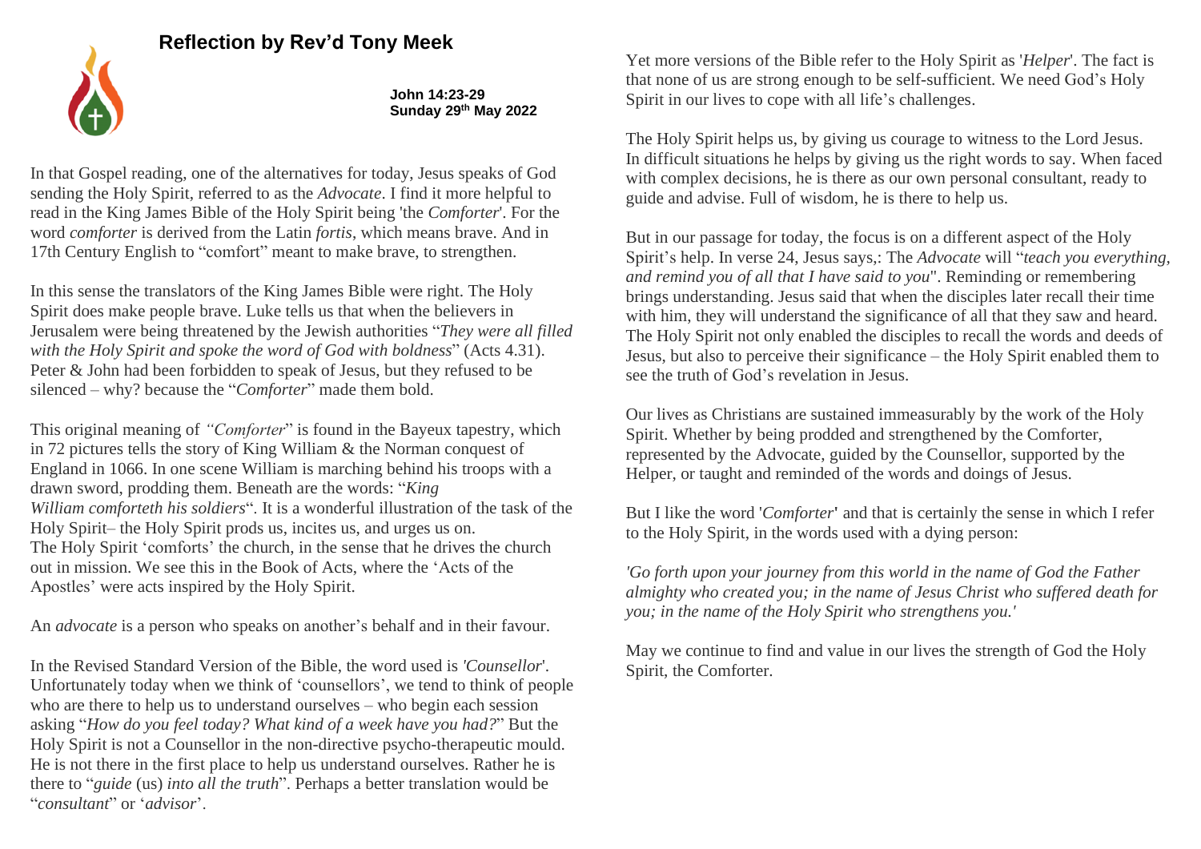# Reflection by Rev'd Tony Meek

**John 14:23-29**
**Sunday 29th May 2022**

In that Gospel reading, one of the alternatives for today, Jesus speaks of God sending the Holy Spirit, referred to as the *Advocate*. I find it more helpful to read in the King James Bible of the Holy Spirit being 'the *Comforter*'. For the word *comforter* is derived from the Latin *fortis*, which means brave. And in 17th Century English to "comfort" meant to make brave, to strengthen.

In this sense the translators of the King James Bible were right. The Holy Spirit does make people brave. Luke tells us that when the believers in Jerusalem were being threatened by the Jewish authorities "*They were all filled with the Holy Spirit and spoke the word of God with boldness*" (Acts 4.31). Peter & John had been forbidden to speak of Jesus, but they refused to be silenced – why? because the "*Comforter*" made them bold.

This original meaning of *"Comforter*" is found in the Bayeux tapestry, which in 72 pictures tells the story of King William & the Norman conquest of England in 1066. In one scene William is marching behind his troops with a drawn sword, prodding them. Beneath are the words: "*King William comforteth his soldiers*". It is a wonderful illustration of the task of the Holy Spirit– the Holy Spirit prods us, incites us, and urges us on.
The Holy Spirit 'comforts' the church, in the sense that he drives the church out in mission. We see this in the Book of Acts, where the 'Acts of the Apostles' were acts inspired by the Holy Spirit.

An *advocate* is a person who speaks on another's behalf and in their favour.

In the Revised Standard Version of the Bible, the word used is *'Counsellor*'. Unfortunately today when we think of 'counsellors', we tend to think of people who are there to help us to understand ourselves – who begin each session asking "*How do you feel today? What kind of a week have you had?*" But the Holy Spirit is not a Counsellor in the non-directive psycho-therapeutic mould. He is not there in the first place to help us understand ourselves. Rather he is there to "*guide* (us) *into all the truth*". Perhaps a better translation would be "*consultant*" or '*advisor*'.

Yet more versions of the Bible refer to the Holy Spirit as '*Helper*'. The fact is that none of us are strong enough to be self-sufficient. We need God's Holy Spirit in our lives to cope with all life's challenges.

The Holy Spirit helps us, by giving us courage to witness to the Lord Jesus. In difficult situations he helps by giving us the right words to say. When faced with complex decisions, he is there as our own personal consultant, ready to guide and advise. Full of wisdom, he is there to help us.

But in our passage for today, the focus is on a different aspect of the Holy Spirit's help. In verse 24, Jesus says,: The *Advocate* will "*teach you everything, and remind you of all that I have said to you*". Reminding or remembering brings understanding. Jesus said that when the disciples later recall their time with him, they will understand the significance of all that they saw and heard. The Holy Spirit not only enabled the disciples to recall the words and deeds of Jesus, but also to perceive their significance – the Holy Spirit enabled them to see the truth of God's revelation in Jesus.

Our lives as Christians are sustained immeasurably by the work of the Holy Spirit. Whether by being prodded and strengthened by the Comforter, represented by the Advocate, guided by the Counsellor, supported by the Helper, or taught and reminded of the words and doings of Jesus.

But I like the word '*Comforter*' and that is certainly the sense in which I refer to the Holy Spirit, in the words used with a dying person:

*'Go forth upon your journey from this world in the name of God the Father almighty who created you; in the name of Jesus Christ who suffered death for you; in the name of the Holy Spirit who strengthens you.'*

May we continue to find and value in our lives the strength of God the Holy Spirit, the Comforter.